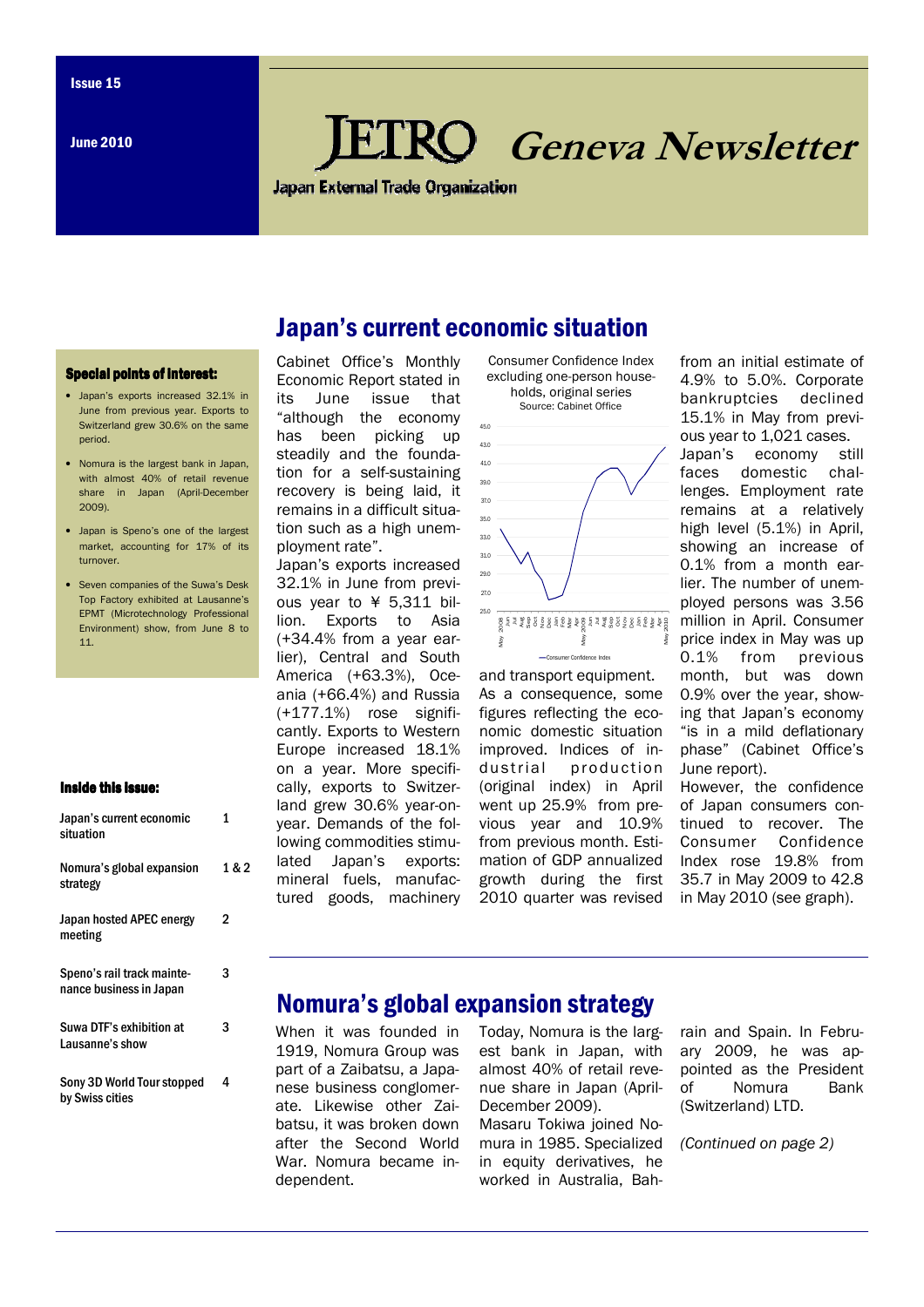Issue 15

June 2010

# JETRO Geneva Newsletter

Japan External Trade Organization

### Special points of interest:

- Japan's exports increased 32.1% in June from previous year. Exports to Switzerland grew 30.6% on the same period.
- Nomura is the largest bank in Japan, with almost 40% of retail revenue share in Japan (April-December 2009).
- Japan is Speno's one of the largest market, accounting for 17% of its turnover.
- Seven companies of the Suwa's Desk Top Factory exhibited at Lausanne's EPMT (Microtechnology Professional Environment) show, from June 8 to 11.

### Inside this issue:

| | |
|---|---|
| Japan's current economic situation | 1 |
| Nomura's global expansion strategy | 1 & 2 |
| Japan hosted APEC energy meeting | 2 |
| Speno's rail track maintenance business in Japan | 3 |
| Suwa DTF's exhibition at Lausanne's show | 3 |
| Sony 3D World Tour stopped by Swiss cities | 4 |

## Japan's current economic situation

Cabinet Office's Monthly Economic Report stated in its June issue that "although the economy has been picking up steadily and the foundation for a self-sustaining recovery is being laid, it remains in a difficult situation such as a high unemployment rate".

Japan's exports increased 32.1% in June from previous year to ¥ 5,311 billion. Exports to Asia (+34.4% from a year earlier), Central and South America (+63.3%), Oceania (+66.4%) and Russia (+177.1%) rose significantly. Exports to Western Europe increased 18.1% on a year. More specifically, exports to Switzerland grew 30.6% year-on-year. Demands of the following commodities stimulated Japan's exports: mineral fuels, manufactured goods, machinery and transport equipment.

Consumer Confidence Index excluding one-person households, original series
Source: Cabinet Office

As a consequence, some figures reflecting the economic domestic situation improved. Indices of industrial production (original index) in April went up 25.9% from previous year and 10.9% from previous month. Estimation of GDP annualized growth during the first 2010 quarter was revised from an initial estimate of 4.9% to 5.0%. Corporate bankruptcies declined 15.1% in May from previous year to 1,021 cases.

Japan's economy still faces domestic challenges. Employment rate remains at a relatively high level (5.1%) in April, showing an increase of 0.1% from a month earlier. The number of unemployed persons was 3.56 million in April. Consumer price index in May was up 0.1% from previous month, but was down 0.9% over the year, showing that Japan's economy "is in a mild deflationary phase" (Cabinet Office's June report).

However, the confidence of Japan consumers continued to recover. The Consumer Confidence Index rose 19.8% from 35.7 in May 2009 to 42.8 in May 2010 (see graph).

## Nomura's global expansion strategy

When it was founded in 1919, Nomura Group was part of a Zaibatsu, a Japanese business conglomerate. Likewise other Zaibatsu, it was broken down after the Second World War. Nomura became independent.

Today, Nomura is the largest bank in Japan, with almost 40% of retail revenue share in Japan (April-December 2009).

Masaru Tokiwa joined Nomura in 1985. Specialized in equity derivatives, he worked in Australia, Bahrain and Spain. In February 2009, he was appointed as the President of Nomura Bank (Switzerland) LTD.

*(Continued on page 2)*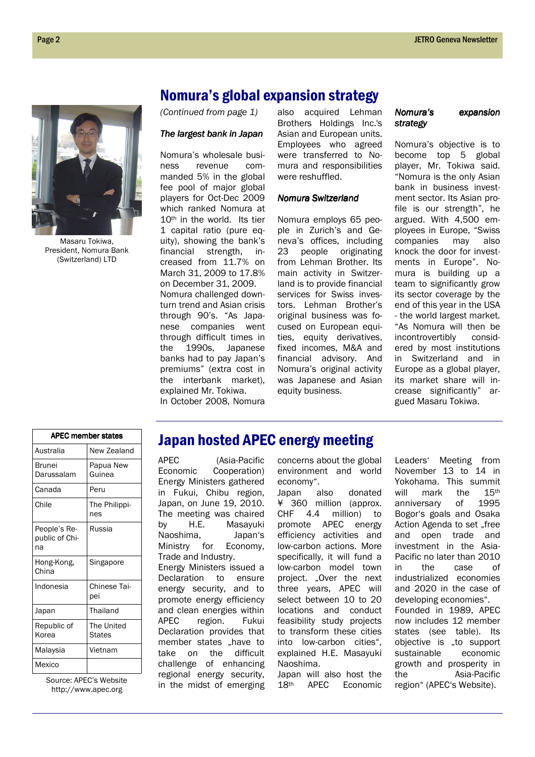## Nomura's global expansion strategy

Masaru Tokiwa, President, Nomura Bank (Switzerland) LTD

*(Continued from page 1)*

*The largest bank in Japan*

Nomura's wholesale business revenue commanded 5% in the global fee pool of major global players for Oct-Dec 2009 which ranked Nomura at 10th in the world. Its tier 1 capital ratio (pure equity), showing the bank's financial strength, increased from 11.7% on March 31, 2009 to 17.8% on December 31, 2009.

Nomura challenged downturn trend and Asian crisis through 90's. "As Japanese companies went through difficult times in the 1990s, Japanese banks had to pay Japan's premiums" (extra cost in the interbank market), explained Mr. Tokiwa.

In October 2008, Nomura also acquired Lehman Brothers Holdings Inc.'s Asian and European units. Employees who agreed were transferred to Nomura and responsibilities were reshuffled.

*Nomura Switzerland*

Nomura employs 65 people in Zurich's and Geneva's offices, including 23 people originating from Lehman Brother. Its main activity in Switzerland is to provide financial services for Swiss investors. Lehman Brother's original business was focused on European equities, equity derivatives, fixed incomes, M&A and financial advisory. And Nomura's original activity was Japanese and Asian equity business.

*Nomura's expansion strategy*

Nomura's objective is to become top 5 global player, Mr. Tokiwa said. "Nomura is the only Asian bank in business investment sector. Its Asian profile is our strength", he argued. With 4,500 employees in Europe, "Swiss companies may also knock the door for investments in Europe". Nomura is building up a team to significantly grow its sector coverage by the end of this year in the USA - the world largest market. "As Nomura will then be incontrovertibly considered by most institutions in Switzerland and in Europe as a global player, its market share will increase significantly" argued Masaru Tokiwa.

## Japan hosted APEC energy meeting

APEC (Asia-Pacific Economic Cooperation) Energy Ministers gathered in Fukui, Chibu region, Japan, on June 19, 2010. The meeting was chaired by H.E. Masayuki Naoshima, Japan's Ministry for Economy, Trade and Industry.

Energy Ministers issued a Declaration to ensure energy security, and to promote energy efficiency and clean energies within APEC region. Fukui Declaration provides that member states „have to take on the difficult challenge of enhancing regional energy security, in the midst of emerging concerns about the global environment and world economy".

Japan also donated ¥ 360 million (approx. CHF 4.4 million) to promote APEC energy efficiency activities and low-carbon actions. More specifically, it will fund a low-carbon model town project. „Over the next three years, APEC will select between 10 to 20 locations and conduct feasibility study projects to transform these cities into low-carbon cities", explained H.E. Masayuki Naoshima.

Japan will also host the 18th APEC Economic Leaders' Meeting from November 13 to 14 in Yokohama. This summit will mark the 15th anniversary of 1995 Bogor's goals and Osaka Action Agenda to set „free and open trade and investment in the Asia-Pacific no later than 2010 in the case of industrialized economies and 2020 in the case of developing economies". Founded in 1989, APEC now includes 12 member states (see table). Its objective is „to support sustainable economic growth and prosperity in the Asia-Pacific region" (APEC's Website).

| APEC member states | |
|---|---|
| Australia | New Zealand |
| Brunei Darussalam | Papua New Guinea |
| Canada | Peru |
| Chile | The Philippines |
| People's Republic of China | Russia |
| Hong-Kong, China | Singapore |
| Indonesia | Chinese Taipei |
| Japan | Thailand |
| Republic of Korea | The United States |
| Malaysia | Vietnam |
| Mexico | |

Source: APEC's Website http://www.apec.org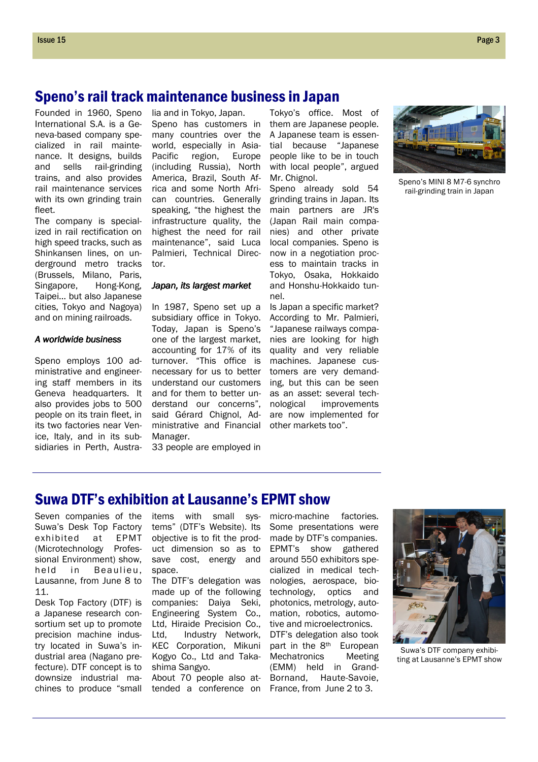## Speno's rail track maintenance business in Japan

Founded in 1960, Speno International S.A. is a Geneva-based company specialized in rail maintenance. It designs, builds and sells rail-grinding trains, and also provides rail maintenance services with its own grinding train fleet.

The company is specialized in rail rectification on high speed tracks, such as Shinkansen lines, on underground metro tracks (Brussels, Milano, Paris, Singapore, Hong-Kong, Taipei… but also Japanese cities, Tokyo and Nagoya) and on mining railroads.

### *A worldwide business*

Speno employs 100 administrative and engineering staff members in its Geneva headquarters. It also provides jobs to 500 people on its train fleet, in its two factories near Venice, Italy, and in its subsidiaries in Perth, Australia and in Tokyo, Japan.

Speno has customers in many countries over the world, especially in Asia-Pacific region, Europe (including Russia), North America, Brazil, South Africa and some North African countries. Generally speaking, "the highest the infrastructure quality, the highest the need for rail maintenance", said Luca Palmieri, Technical Director.

### *Japan, its largest market*

In 1987, Speno set up a subsidiary office in Tokyo. Today, Japan is Speno's one of the largest market, accounting for 17% of its turnover. "This office is necessary for us to better understand our customers and for them to better understand our concerns", said Gérard Chignol, Administrative and Financial Manager.

33 people are employed in Tokyo's office. Most of them are Japanese people. A Japanese team is essential because "Japanese people like to be in touch with local people", argued Mr. Chignol.

Speno already sold 54 grinding trains in Japan. Its main partners are JR's (Japan Rail main companies) and other private local companies. Speno is now in a negotiation process to maintain tracks in Tokyo, Osaka, Hokkaido and Honshu-Hokkaido tunnel.

Is Japan a specific market? According to Mr. Palmieri, "Japanese railways companies are looking for high quality and very reliable machines. Japanese customers are very demanding, but this can be seen as an asset: several technological improvements are now implemented for other markets too".

Speno's MINI 8 M7-6 synchro rail-grinding train in Japan

## Suwa DTF's exhibition at Lausanne's EPMT show

Seven companies of the Suwa's Desk Top Factory exhibited at EPMT (Microtechnology Professional Environment) show, held in Beaulieu, Lausanne, from June 8 to 11.

Desk Top Factory (DTF) is a Japanese research consortium set up to promote precision machine industry located in Suwa's industrial area (Nagano prefecture). DTF concept is to downsize industrial machines to produce "small items with small systems" (DTF's Website). Its objective is to fit the product dimension so as to save cost, energy and space.

The DTF's delegation was made up of the following companies: Daiya Seki, Engineering System Co., Ltd, Hiraide Precision Co., Ltd, Industry Network, KEC Corporation, Mikuni Kogyo Co., Ltd and Takashima Sangyo.

About 70 people also attended a conference on micro-machine factories. Some presentations were made by DTF's companies. EPMT's show gathered around 550 exhibitors specialized in medical technologies, aerospace, biotechnology, optics and photonics, metrology, automation, robotics, automotive and microelectronics.

DTF's delegation also took part in the 8th European Mechatronics Meeting (EMM) held in Grand-Bornand, Haute-Savoie, France, from June 2 to 3.

Suwa's DTF company exhibiting at Lausanne's EPMT show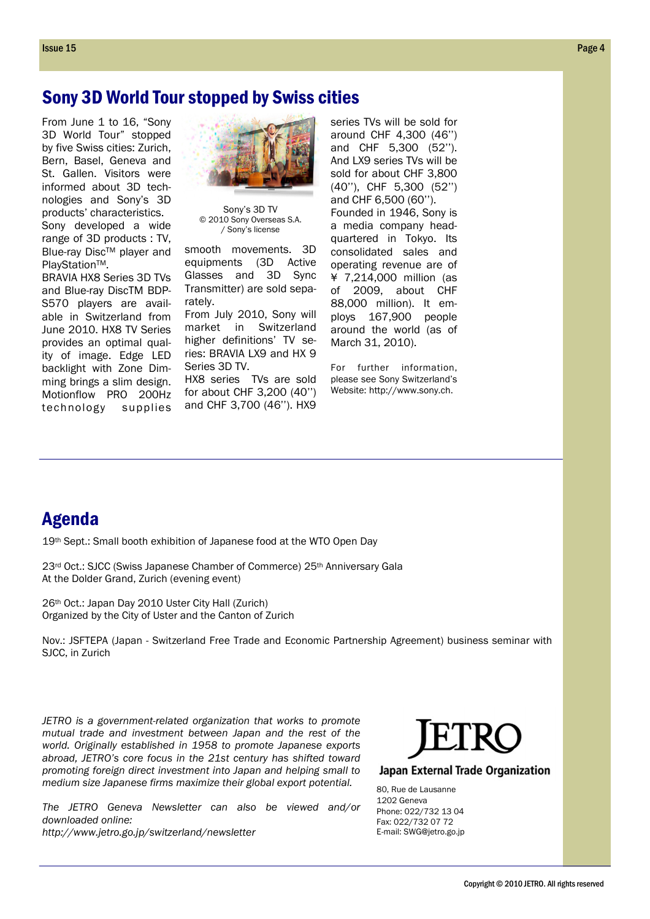## Sony 3D World Tour stopped by Swiss cities

From June 1 to 16, "Sony 3D World Tour" stopped by five Swiss cities: Zurich, Bern, Basel, Geneva and St. Gallen. Visitors were informed about 3D technologies and Sony's 3D products' characteristics.

Sony developed a wide range of 3D products : TV, Blue-ray Disc™ player and PlayStation™.

BRAVIA HX8 Series 3D TVs and Blue-ray DiscTM BDP-S570 players are available in Switzerland from June 2010. HX8 TV Series provides an optimal quality of image. Edge LED backlight with Zone Dimming brings a slim design. Motionflow PRO 200Hz technology supplies smooth movements. 3D equipments (3D Active Glasses and 3D Sync Transmitter) are sold separately.

Sony's 3D TV
© 2010 Sony Overseas S.A. / Sony's license

From July 2010, Sony will market in Switzerland higher definitions' TV series: BRAVIA LX9 and HX 9 Series 3D TV.

HX8 series TVs are sold for about CHF 3,200 (40'') and CHF 3,700 (46''). HX9 series TVs will be sold for around CHF 4,300 (46'') and CHF 5,300 (52''). And LX9 series TVs will be sold for about CHF 3,800 (40''), CHF 5,300 (52'') and CHF 6,500 (60'').

Founded in 1946, Sony is a media company headquartered in Tokyo. Its consolidated sales and operating revenue are of ¥ 7,214,000 million (as of 2009, about CHF 88,000 million). It employs 167,900 people around the world (as of March 31, 2010).

For further information, please see Sony Switzerland's Website: http://www.sony.ch.

## Agenda

19th Sept.: Small booth exhibition of Japanese food at the WTO Open Day

23rd Oct.: SJCC (Swiss Japanese Chamber of Commerce) 25th Anniversary Gala
At the Dolder Grand, Zurich (evening event)

26th Oct.: Japan Day 2010 Uster City Hall (Zurich)
Organized by the City of Uster and the Canton of Zurich

Nov.: JSFTEPA (Japan - Switzerland Free Trade and Economic Partnership Agreement) business seminar with SJCC, in Zurich

*JETRO is a government-related organization that works to promote mutual trade and investment between Japan and the rest of the world. Originally established in 1958 to promote Japanese exports abroad, JETRO's core focus in the 21st century has shifted toward promoting foreign direct investment into Japan and helping small to medium size Japanese firms maximize their global export potential.*

*The JETRO Geneva Newsletter can also be viewed and/or downloaded online:*
*http://www.jetro.go.jp/switzerland/newsletter*

JETRO
**Japan External Trade Organization**

80, Rue de Lausanne
1202 Geneva
Phone: 022/732 13 04
Fax: 022/732 07 72
E-mail: SWG@jetro.go.jp

Copyright © 2010 JETRO. All rights reserved